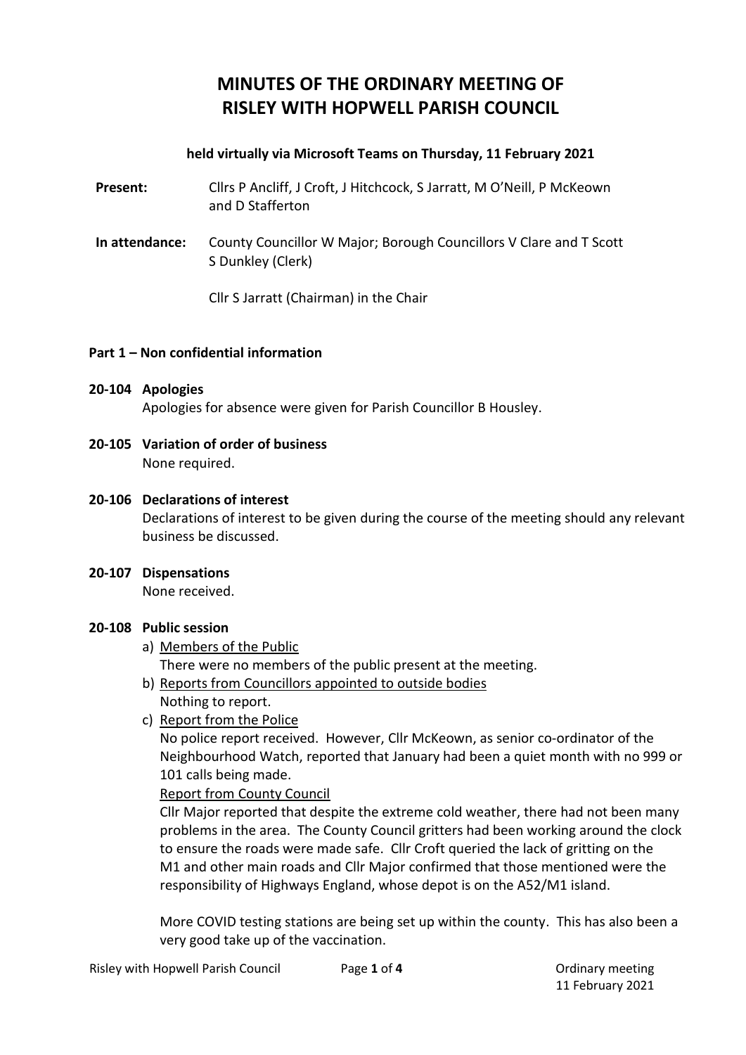# MINUTES OF THE ORDINARY MEETING OF RISLEY WITH HOPWELL PARISH COUNCIL

**held virtually via Microsoft Teams on Thursday, 11 February 2021**

**Present:** Cllrs P Ancliff, J Croft, J Hitchcock, S Jarratt, M O'Neill, P McKeown and D Stafferton

**In attendance:** County Councillor W Major; Borough Councillors V Clare and T Scott S Dunkley (Clerk)

Cllr S Jarratt (Chairman) in the Chair

**Part 1 – Non confidential information**

**20-104 Apologies**

Apologies for absence were given for Parish Councillor B Housley.

**20-105 Variation of order of business**

None required.

**20-106 Declarations of interest**

Declarations of interest to be given during the course of the meeting should any relevant business be discussed.

**20-107 Dispensations**

None received.

**20-108 Public session**

a) Members of the Public
   There were no members of the public present at the meeting.

b) Reports from Councillors appointed to outside bodies
   Nothing to report.

c) Report from the Police
   No police report received. However, Cllr McKeown, as senior co-ordinator of the Neighbourhood Watch, reported that January had been a quiet month with no 999 or 101 calls being made.

   Report from County Council
   Cllr Major reported that despite the extreme cold weather, there had not been many problems in the area. The County Council gritters had been working around the clock to ensure the roads were made safe. Cllr Croft queried the lack of gritting on the M1 and other main roads and Cllr Major confirmed that those mentioned were the responsibility of Highways England, whose depot is on the A52/M1 island.

   More COVID testing stations are being set up within the county. This has also been a very good take up of the vaccination.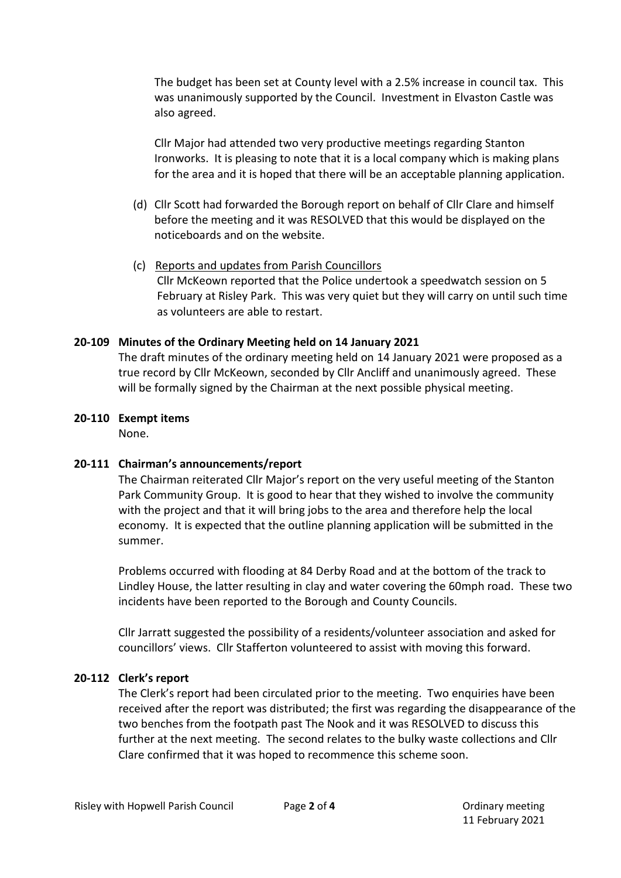The budget has been set at County level with a 2.5% increase in council tax. This was unanimously supported by the Council. Investment in Elvaston Castle was also agreed.

Cllr Major had attended two very productive meetings regarding Stanton Ironworks. It is pleasing to note that it is a local company which is making plans for the area and it is hoped that there will be an acceptable planning application.

(d) Cllr Scott had forwarded the Borough report on behalf of Cllr Clare and himself before the meeting and it was RESOLVED that this would be displayed on the noticeboards and on the website.

(c) Reports and updates from Parish Councillors
Cllr McKeown reported that the Police undertook a speedwatch session on 5 February at Risley Park. This was very quiet but they will carry on until such time as volunteers are able to restart.

**20-109 Minutes of the Ordinary Meeting held on 14 January 2021**

The draft minutes of the ordinary meeting held on 14 January 2021 were proposed as a true record by Cllr McKeown, seconded by Cllr Ancliff and unanimously agreed. These will be formally signed by the Chairman at the next possible physical meeting.

**20-110 Exempt items**

None.

**20-111 Chairman's announcements/report**

The Chairman reiterated Cllr Major's report on the very useful meeting of the Stanton Park Community Group. It is good to hear that they wished to involve the community with the project and that it will bring jobs to the area and therefore help the local economy. It is expected that the outline planning application will be submitted in the summer.

Problems occurred with flooding at 84 Derby Road and at the bottom of the track to Lindley House, the latter resulting in clay and water covering the 60mph road. These two incidents have been reported to the Borough and County Councils.

Cllr Jarratt suggested the possibility of a residents/volunteer association and asked for councillors' views. Cllr Stafferton volunteered to assist with moving this forward.

**20-112 Clerk's report**

The Clerk's report had been circulated prior to the meeting. Two enquiries have been received after the report was distributed; the first was regarding the disappearance of the two benches from the footpath past The Nook and it was RESOLVED to discuss this further at the next meeting. The second relates to the bulky waste collections and Cllr Clare confirmed that it was hoped to recommence this scheme soon.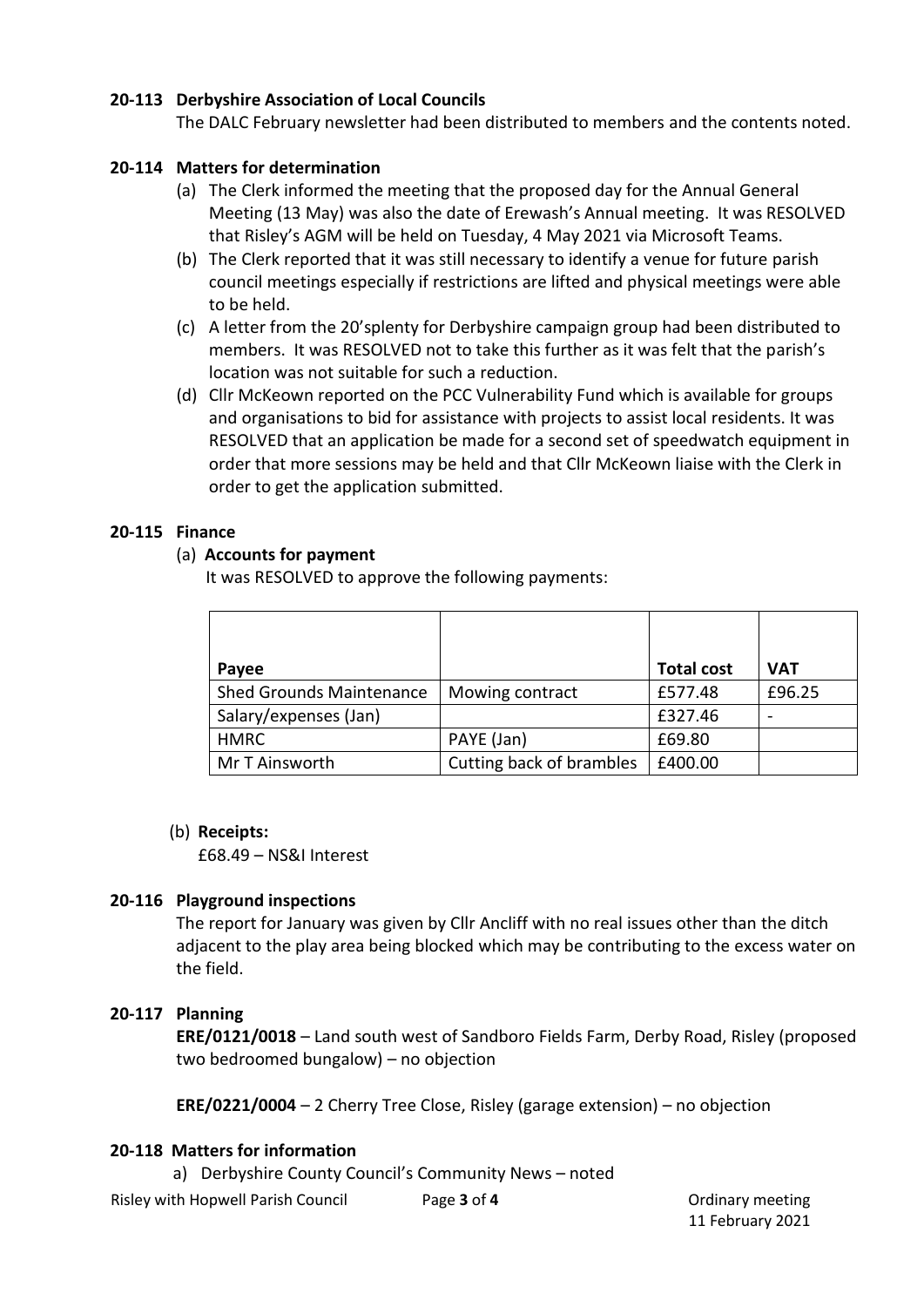**20-113 Derbyshire Association of Local Councils**

The DALC February newsletter had been distributed to members and the contents noted.

**20-114 Matters for determination**

(a) The Clerk informed the meeting that the proposed day for the Annual General Meeting (13 May) was also the date of Erewash's Annual meeting. It was RESOLVED that Risley's AGM will be held on Tuesday, 4 May 2021 via Microsoft Teams.

(b) The Clerk reported that it was still necessary to identify a venue for future parish council meetings especially if restrictions are lifted and physical meetings were able to be held.

(c) A letter from the 20'splenty for Derbyshire campaign group had been distributed to members. It was RESOLVED not to take this further as it was felt that the parish's location was not suitable for such a reduction.

(d) Cllr McKeown reported on the PCC Vulnerability Fund which is available for groups and organisations to bid for assistance with projects to assist local residents. It was RESOLVED that an application be made for a second set of speedwatch equipment in order that more sessions may be held and that Cllr McKeown liaise with the Clerk in order to get the application submitted.

**20-115 Finance**

(a) **Accounts for payment**

It was RESOLVED to approve the following payments:

| Payee | | Total cost | VAT |
|---|---|---|---|
| Shed Grounds Maintenance | Mowing contract | £577.48 | £96.25 |
| Salary/expenses (Jan) | | £327.46 | - |
| HMRC | PAYE (Jan) | £69.80 | |
| Mr T Ainsworth | Cutting back of brambles | £400.00 | |

(b) **Receipts:**

£68.49 – NS&I Interest

**20-116 Playground inspections**

The report for January was given by Cllr Ancliff with no real issues other than the ditch adjacent to the play area being blocked which may be contributing to the excess water on the field.

**20-117 Planning**

**ERE/0121/0018** – Land south west of Sandboro Fields Farm, Derby Road, Risley (proposed two bedroomed bungalow) – no objection

**ERE/0221/0004** – 2 Cherry Tree Close, Risley (garage extension) – no objection

**20-118 Matters for information**

a) Derbyshire County Council's Community News – noted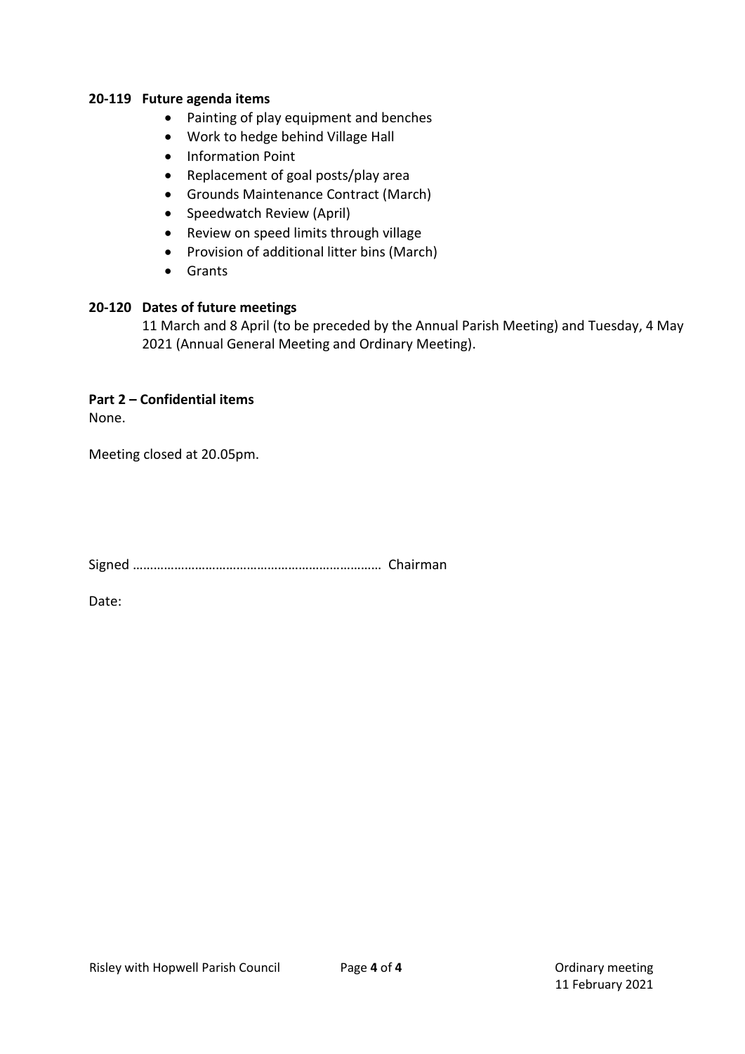**20-119 Future agenda items**

- Painting of play equipment and benches
- Work to hedge behind Village Hall
- Information Point
- Replacement of goal posts/play area
- Grounds Maintenance Contract (March)
- Speedwatch Review (April)
- Review on speed limits through village
- Provision of additional litter bins (March)
- Grants

**20-120 Dates of future meetings**

11 March and 8 April (to be preceded by the Annual Parish Meeting) and Tuesday, 4 May 2021 (Annual General Meeting and Ordinary Meeting).

**Part 2 – Confidential items**

None.

Meeting closed at 20.05pm.

Signed ……………………………………………………………… Chairman

Date: